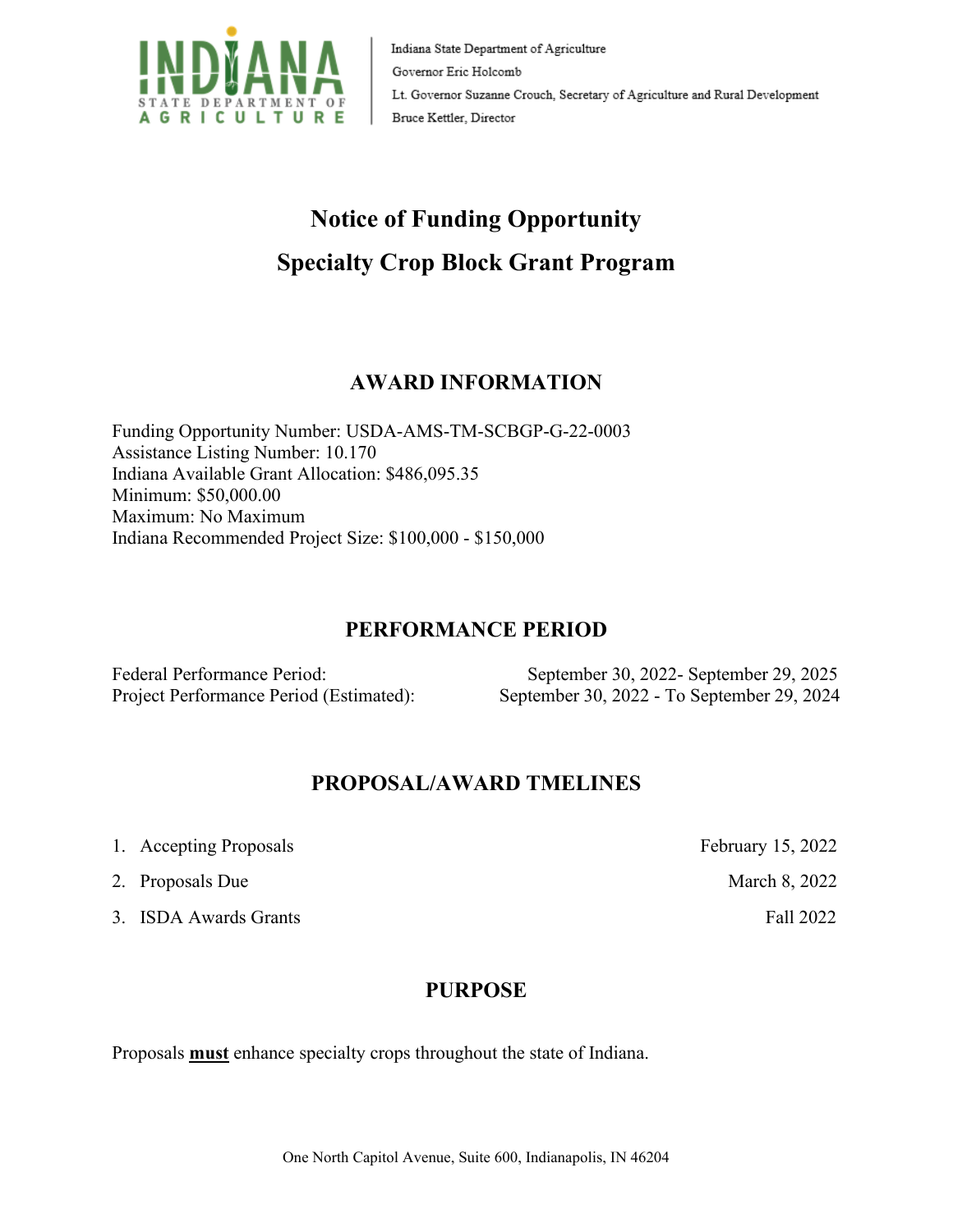INDIANA STATE DEPARTMENT OF AGRICULTURE

Indiana State Department of Agriculture
Governor Eric Holcomb
Lt. Governor Suzanne Crouch, Secretary of Agriculture and Rural Development
Bruce Kettler, Director

# Notice of Funding Opportunity
# Specialty Crop Block Grant Program

## AWARD INFORMATION

Funding Opportunity Number: USDA-AMS-TM-SCBGP-G-22-0003
Assistance Listing Number: 10.170
Indiana Available Grant Allocation: $486,095.35
Minimum: $50,000.00
Maximum: No Maximum
Indiana Recommended Project Size: $100,000 - $150,000

## PERFORMANCE PERIOD

| | |
|---|---|
| Federal Performance Period: | September 30, 2022- September 29, 2025 |
| Project Performance Period (Estimated): | September 30, 2022 - To September 29, 2024 |

## PROPOSAL/AWARD TMELINES

| | |
|---|---|
| 1. Accepting Proposals | February 15, 2022 |
| 2. Proposals Due | March 8, 2022 |
| 3. ISDA Awards Grants | Fall 2022 |

## PURPOSE

Proposals **must** enhance specialty crops throughout the state of Indiana.

One North Capitol Avenue, Suite 600, Indianapolis, IN 46204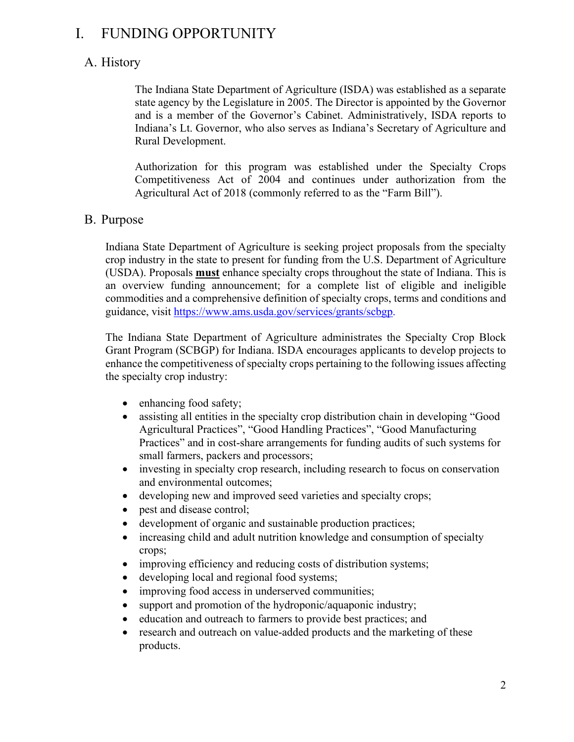# I. FUNDING OPPORTUNITY

## A. History

The Indiana State Department of Agriculture (ISDA) was established as a separate state agency by the Legislature in 2005. The Director is appointed by the Governor and is a member of the Governor's Cabinet. Administratively, ISDA reports to Indiana's Lt. Governor, who also serves as Indiana's Secretary of Agriculture and Rural Development.

Authorization for this program was established under the Specialty Crops Competitiveness Act of 2004 and continues under authorization from the Agricultural Act of 2018 (commonly referred to as the "Farm Bill").

## B. Purpose

Indiana State Department of Agriculture is seeking project proposals from the specialty crop industry in the state to present for funding from the U.S. Department of Agriculture (USDA). Proposals **must** enhance specialty crops throughout the state of Indiana. This is an overview funding announcement; for a complete list of eligible and ineligible commodities and a comprehensive definition of specialty crops, terms and conditions and guidance, visit [https://www.ams.usda.gov/services/grants/scbgp](https://www.ams.usda.gov/services/grants/scbgp).

The Indiana State Department of Agriculture administrates the Specialty Crop Block Grant Program (SCBGP) for Indiana. ISDA encourages applicants to develop projects to enhance the competitiveness of specialty crops pertaining to the following issues affecting the specialty crop industry:

- enhancing food safety;
- assisting all entities in the specialty crop distribution chain in developing "Good Agricultural Practices", "Good Handling Practices", "Good Manufacturing Practices" and in cost-share arrangements for funding audits of such systems for small farmers, packers and processors;
- investing in specialty crop research, including research to focus on conservation and environmental outcomes;
- developing new and improved seed varieties and specialty crops;
- pest and disease control;
- development of organic and sustainable production practices;
- increasing child and adult nutrition knowledge and consumption of specialty crops;
- improving efficiency and reducing costs of distribution systems;
- developing local and regional food systems;
- improving food access in underserved communities;
- support and promotion of the hydroponic/aquaponic industry;
- education and outreach to farmers to provide best practices; and
- research and outreach on value-added products and the marketing of these products.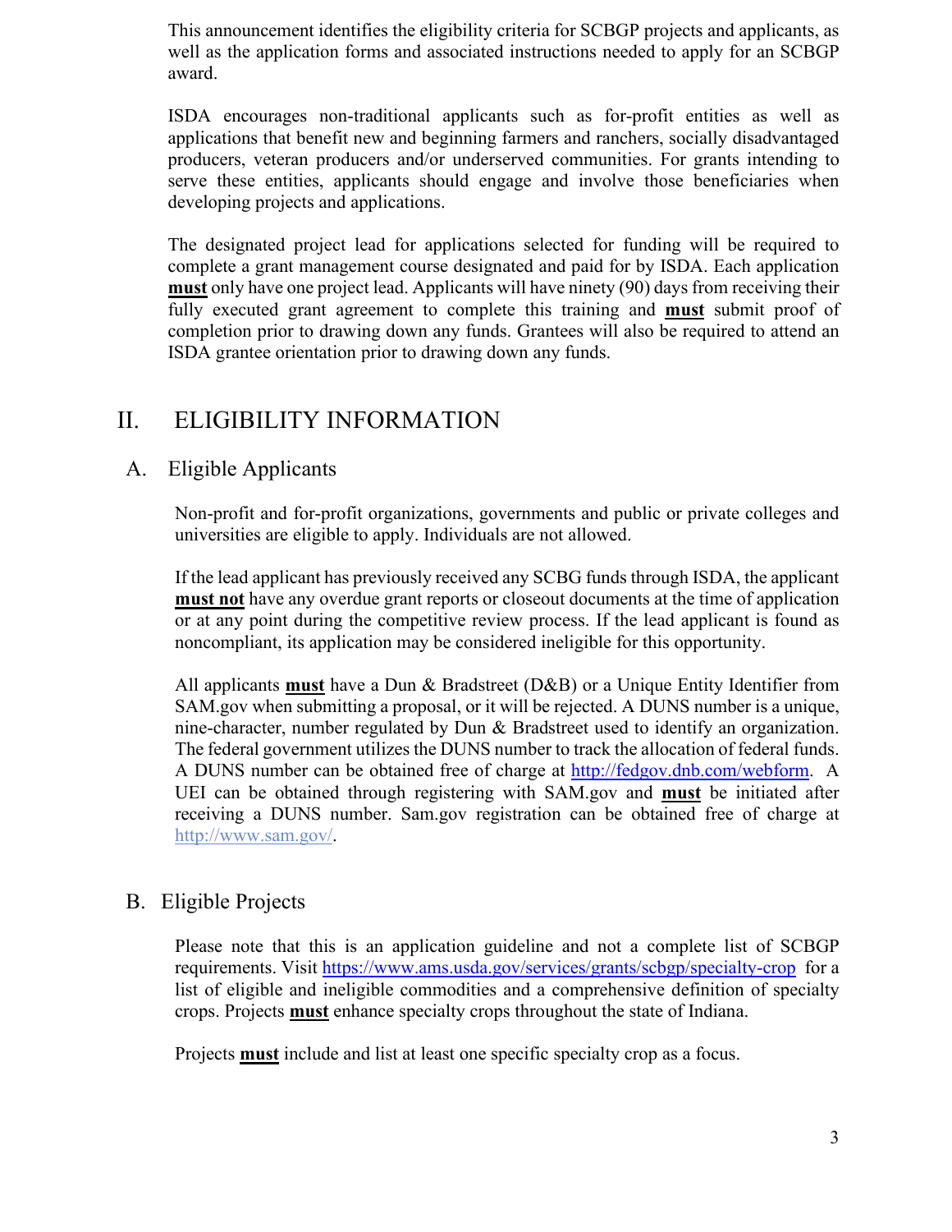This announcement identifies the eligibility criteria for SCBGP projects and applicants, as well as the application forms and associated instructions needed to apply for an SCBGP award.

ISDA encourages non-traditional applicants such as for-profit entities as well as applications that benefit new and beginning farmers and ranchers, socially disadvantaged producers, veteran producers and/or underserved communities. For grants intending to serve these entities, applicants should engage and involve those beneficiaries when developing projects and applications.

The designated project lead for applications selected for funding will be required to complete a grant management course designated and paid for by ISDA. Each application **must** only have one project lead. Applicants will have ninety (90) days from receiving their fully executed grant agreement to complete this training and **must** submit proof of completion prior to drawing down any funds. Grantees will also be required to attend an ISDA grantee orientation prior to drawing down any funds.

# II. ELIGIBILITY INFORMATION

## A. Eligible Applicants

Non-profit and for-profit organizations, governments and public or private colleges and universities are eligible to apply. Individuals are not allowed.

If the lead applicant has previously received any SCBG funds through ISDA, the applicant **must not** have any overdue grant reports or closeout documents at the time of application or at any point during the competitive review process. If the lead applicant is found as noncompliant, its application may be considered ineligible for this opportunity.

All applicants **must** have a Dun & Bradstreet (D&B) or a Unique Entity Identifier from SAM.gov when submitting a proposal, or it will be rejected. A DUNS number is a unique, nine-character, number regulated by Dun & Bradstreet used to identify an organization. The federal government utilizes the DUNS number to track the allocation of federal funds. A DUNS number can be obtained free of charge at http://fedgov.dnb.com/webform. A UEI can be obtained through registering with SAM.gov and **must** be initiated after receiving a DUNS number. Sam.gov registration can be obtained free of charge at http://www.sam.gov/.

## B. Eligible Projects

Please note that this is an application guideline and not a complete list of SCBGP requirements. Visit https://www.ams.usda.gov/services/grants/scbgp/specialty-crop for a list of eligible and ineligible commodities and a comprehensive definition of specialty crops. Projects **must** enhance specialty crops throughout the state of Indiana.

Projects **must** include and list at least one specific specialty crop as a focus.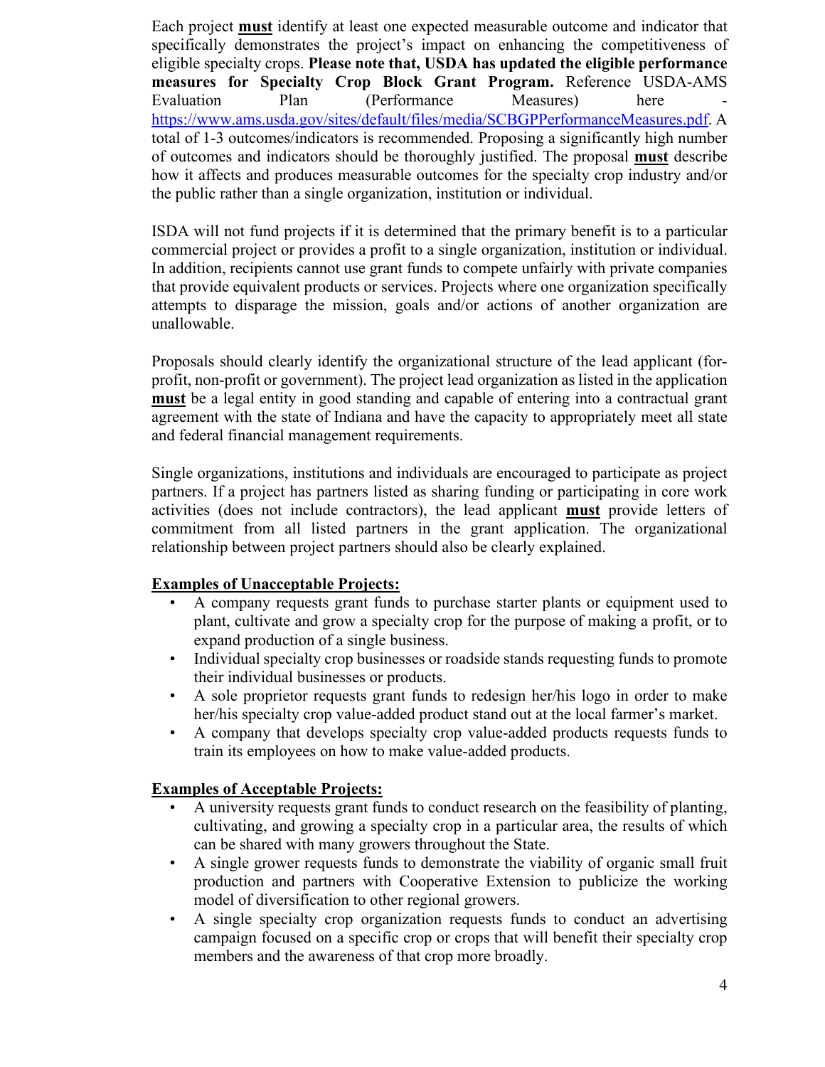Each project **must** identify at least one expected measurable outcome and indicator that specifically demonstrates the project's impact on enhancing the competitiveness of eligible specialty crops. **Please note that, USDA has updated the eligible performance measures for Specialty Crop Block Grant Program.** Reference USDA-AMS Evaluation Plan (Performance Measures) here - https://www.ams.usda.gov/sites/default/files/media/SCBGPPerformanceMeasures.pdf. A total of 1-3 outcomes/indicators is recommended. Proposing a significantly high number of outcomes and indicators should be thoroughly justified. The proposal **must** describe how it affects and produces measurable outcomes for the specialty crop industry and/or the public rather than a single organization, institution or individual.

ISDA will not fund projects if it is determined that the primary benefit is to a particular commercial project or provides a profit to a single organization, institution or individual. In addition, recipients cannot use grant funds to compete unfairly with private companies that provide equivalent products or services. Projects where one organization specifically attempts to disparage the mission, goals and/or actions of another organization are unallowable.

Proposals should clearly identify the organizational structure of the lead applicant (for-profit, non-profit or government). The project lead organization as listed in the application **must** be a legal entity in good standing and capable of entering into a contractual grant agreement with the state of Indiana and have the capacity to appropriately meet all state and federal financial management requirements.

Single organizations, institutions and individuals are encouraged to participate as project partners. If a project has partners listed as sharing funding or participating in core work activities (does not include contractors), the lead applicant **must** provide letters of commitment from all listed partners in the grant application. The organizational relationship between project partners should also be clearly explained.

**Examples of Unacceptable Projects:**

- A company requests grant funds to purchase starter plants or equipment used to plant, cultivate and grow a specialty crop for the purpose of making a profit, or to expand production of a single business.
- Individual specialty crop businesses or roadside stands requesting funds to promote their individual businesses or products.
- A sole proprietor requests grant funds to redesign her/his logo in order to make her/his specialty crop value-added product stand out at the local farmer's market.
- A company that develops specialty crop value-added products requests funds to train its employees on how to make value-added products.

**Examples of Acceptable Projects:**

- A university requests grant funds to conduct research on the feasibility of planting, cultivating, and growing a specialty crop in a particular area, the results of which can be shared with many growers throughout the State.
- A single grower requests funds to demonstrate the viability of organic small fruit production and partners with Cooperative Extension to publicize the working model of diversification to other regional growers.
- A single specialty crop organization requests funds to conduct an advertising campaign focused on a specific crop or crops that will benefit their specialty crop members and the awareness of that crop more broadly.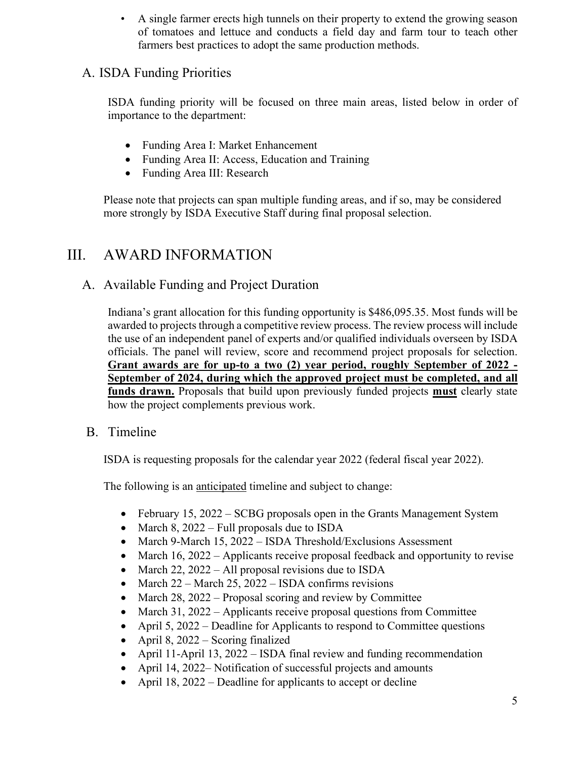- A single farmer erects high tunnels on their property to extend the growing season of tomatoes and lettuce and conducts a field day and farm tour to teach other farmers best practices to adopt the same production methods.

### A. ISDA Funding Priorities

ISDA funding priority will be focused on three main areas, listed below in order of importance to the department:

- Funding Area I: Market Enhancement
- Funding Area II: Access, Education and Training
- Funding Area III: Research

Please note that projects can span multiple funding areas, and if so, may be considered more strongly by ISDA Executive Staff during final proposal selection.

## III. AWARD INFORMATION

### A. Available Funding and Project Duration

Indiana's grant allocation for this funding opportunity is $486,095.35. Most funds will be awarded to projects through a competitive review process. The review process will include the use of an independent panel of experts and/or qualified individuals overseen by ISDA officials. The panel will review, score and recommend project proposals for selection. <u>**Grant awards are for up-to a two (2) year period, roughly September of 2022 - September of 2024, during which the approved project must be completed, and all funds drawn.**</u> Proposals that build upon previously funded projects <u>**must**</u> clearly state how the project complements previous work.

### B. Timeline

ISDA is requesting proposals for the calendar year 2022 (federal fiscal year 2022).

The following is an <u>anticipated</u> timeline and subject to change:

- February 15, 2022 – SCBG proposals open in the Grants Management System
- March 8, 2022 – Full proposals due to ISDA
- March 9-March 15, 2022 – ISDA Threshold/Exclusions Assessment
- March 16, 2022 – Applicants receive proposal feedback and opportunity to revise
- March 22, 2022 – All proposal revisions due to ISDA
- March 22 – March 25, 2022 – ISDA confirms revisions
- March 28, 2022 – Proposal scoring and review by Committee
- March 31, 2022 – Applicants receive proposal questions from Committee
- April 5, 2022 – Deadline for Applicants to respond to Committee questions
- April 8, 2022 – Scoring finalized
- April 11-April 13, 2022 – ISDA final review and funding recommendation
- April 14, 2022– Notification of successful projects and amounts
- April 18, 2022 – Deadline for applicants to accept or decline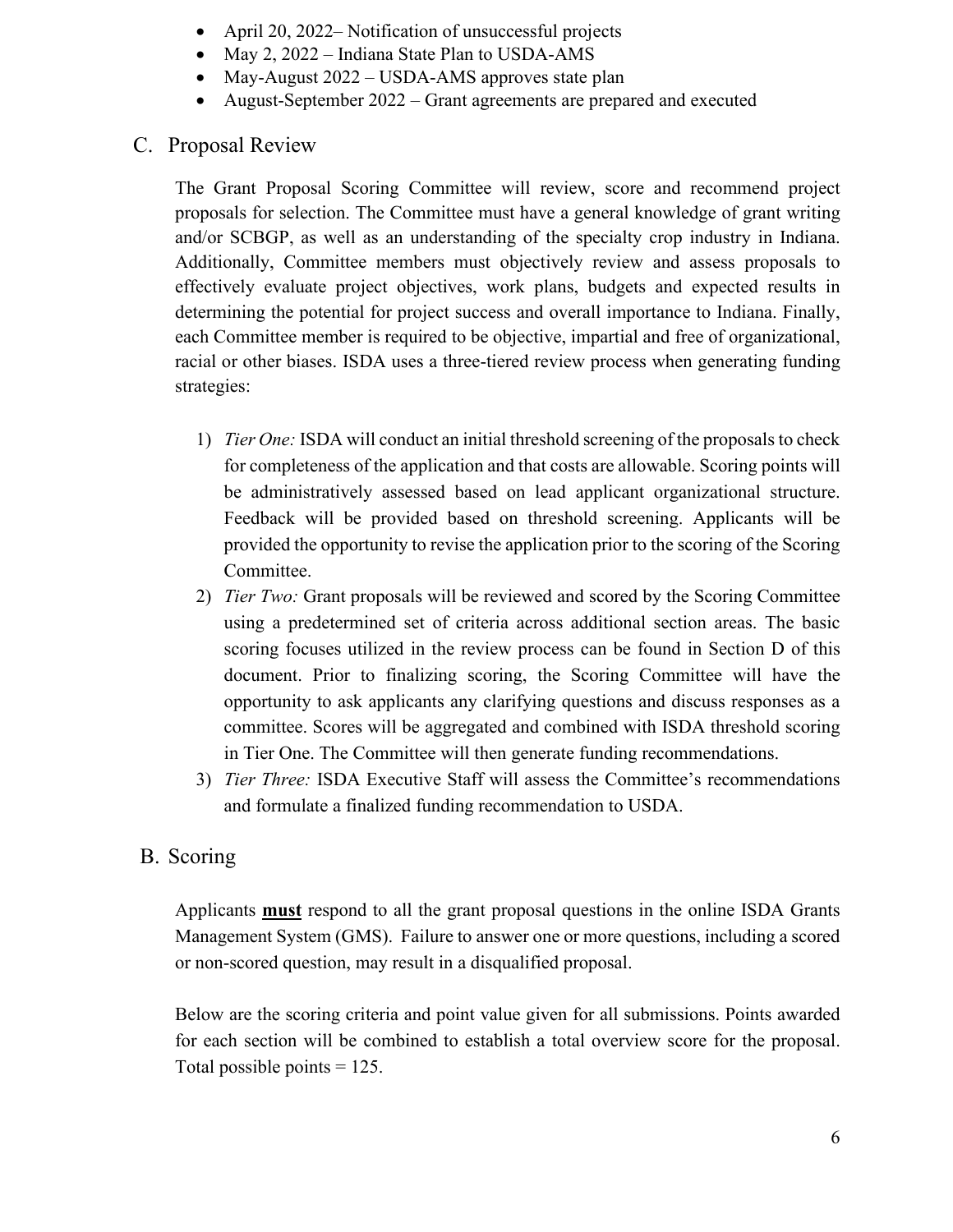- April 20, 2022– Notification of unsuccessful projects
- May 2, 2022 – Indiana State Plan to USDA-AMS
- May-August 2022 – USDA-AMS approves state plan
- August-September 2022 – Grant agreements are prepared and executed

## C. Proposal Review

The Grant Proposal Scoring Committee will review, score and recommend project proposals for selection. The Committee must have a general knowledge of grant writing and/or SCBGP, as well as an understanding of the specialty crop industry in Indiana. Additionally, Committee members must objectively review and assess proposals to effectively evaluate project objectives, work plans, budgets and expected results in determining the potential for project success and overall importance to Indiana. Finally, each Committee member is required to be objective, impartial and free of organizational, racial or other biases. ISDA uses a three-tiered review process when generating funding strategies:

1) *Tier One:* ISDA will conduct an initial threshold screening of the proposals to check for completeness of the application and that costs are allowable. Scoring points will be administratively assessed based on lead applicant organizational structure. Feedback will be provided based on threshold screening. Applicants will be provided the opportunity to revise the application prior to the scoring of the Scoring Committee.
2) *Tier Two:* Grant proposals will be reviewed and scored by the Scoring Committee using a predetermined set of criteria across additional section areas. The basic scoring focuses utilized in the review process can be found in Section D of this document. Prior to finalizing scoring, the Scoring Committee will have the opportunity to ask applicants any clarifying questions and discuss responses as a committee. Scores will be aggregated and combined with ISDA threshold scoring in Tier One. The Committee will then generate funding recommendations.
3) *Tier Three:* ISDA Executive Staff will assess the Committee's recommendations and formulate a finalized funding recommendation to USDA.

## B. Scoring

Applicants **must** respond to all the grant proposal questions in the online ISDA Grants Management System (GMS). Failure to answer one or more questions, including a scored or non-scored question, may result in a disqualified proposal.

Below are the scoring criteria and point value given for all submissions. Points awarded for each section will be combined to establish a total overview score for the proposal. Total possible points = 125.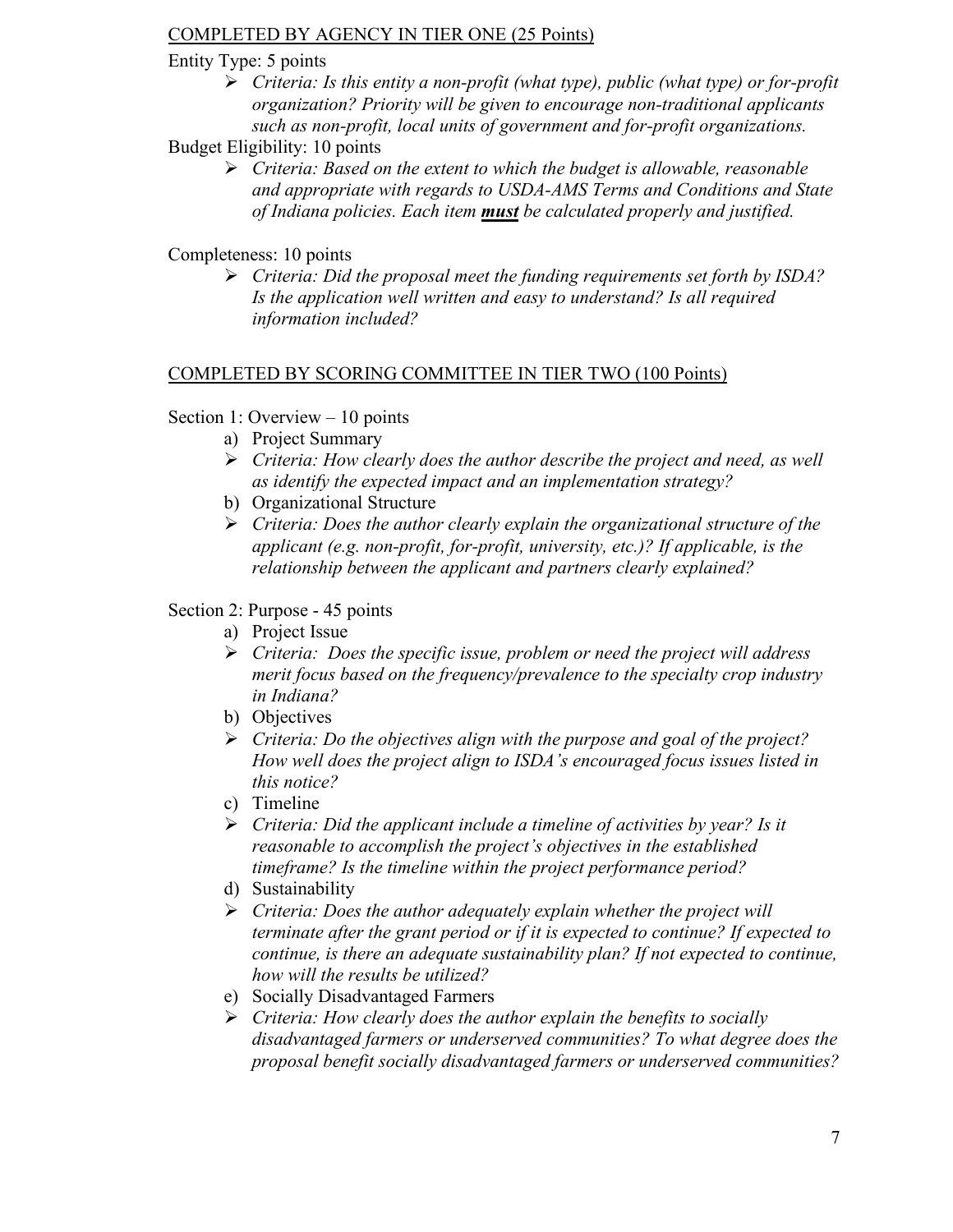COMPLETED BY AGENCY IN TIER ONE (25 Points)

Entity Type: 5 points

- *Criteria: Is this entity a non-profit (what type), public (what type) or for-profit organization? Priority will be given to encourage non-traditional applicants such as non-profit, local units of government and for-profit organizations.*

Budget Eligibility: 10 points

- *Criteria: Based on the extent to which the budget is allowable, reasonable and appropriate with regards to USDA-AMS Terms and Conditions and State of Indiana policies. Each item **must** be calculated properly and justified.*

Completeness: 10 points

- *Criteria: Did the proposal meet the funding requirements set forth by ISDA? Is the application well written and easy to understand? Is all required information included?*

COMPLETED BY SCORING COMMITTEE IN TIER TWO (100 Points)

Section 1: Overview – 10 points

a) Project Summary
   - *Criteria: How clearly does the author describe the project and need, as well as identify the expected impact and an implementation strategy?*
b) Organizational Structure
   - *Criteria: Does the author clearly explain the organizational structure of the applicant (e.g. non-profit, for-profit, university, etc.)? If applicable, is the relationship between the applicant and partners clearly explained?*

Section 2: Purpose - 45 points

a) Project Issue
   - *Criteria: Does the specific issue, problem or need the project will address merit focus based on the frequency/prevalence to the specialty crop industry in Indiana?*
b) Objectives
   - *Criteria: Do the objectives align with the purpose and goal of the project? How well does the project align to ISDA's encouraged focus issues listed in this notice?*
c) Timeline
   - *Criteria: Did the applicant include a timeline of activities by year? Is it reasonable to accomplish the project's objectives in the established timeframe? Is the timeline within the project performance period?*
d) Sustainability
   - *Criteria: Does the author adequately explain whether the project will terminate after the grant period or if it is expected to continue? If expected to continue, is there an adequate sustainability plan? If not expected to continue, how will the results be utilized?*
e) Socially Disadvantaged Farmers
   - *Criteria: How clearly does the author explain the benefits to socially disadvantaged farmers or underserved communities? To what degree does the proposal benefit socially disadvantaged farmers or underserved communities?*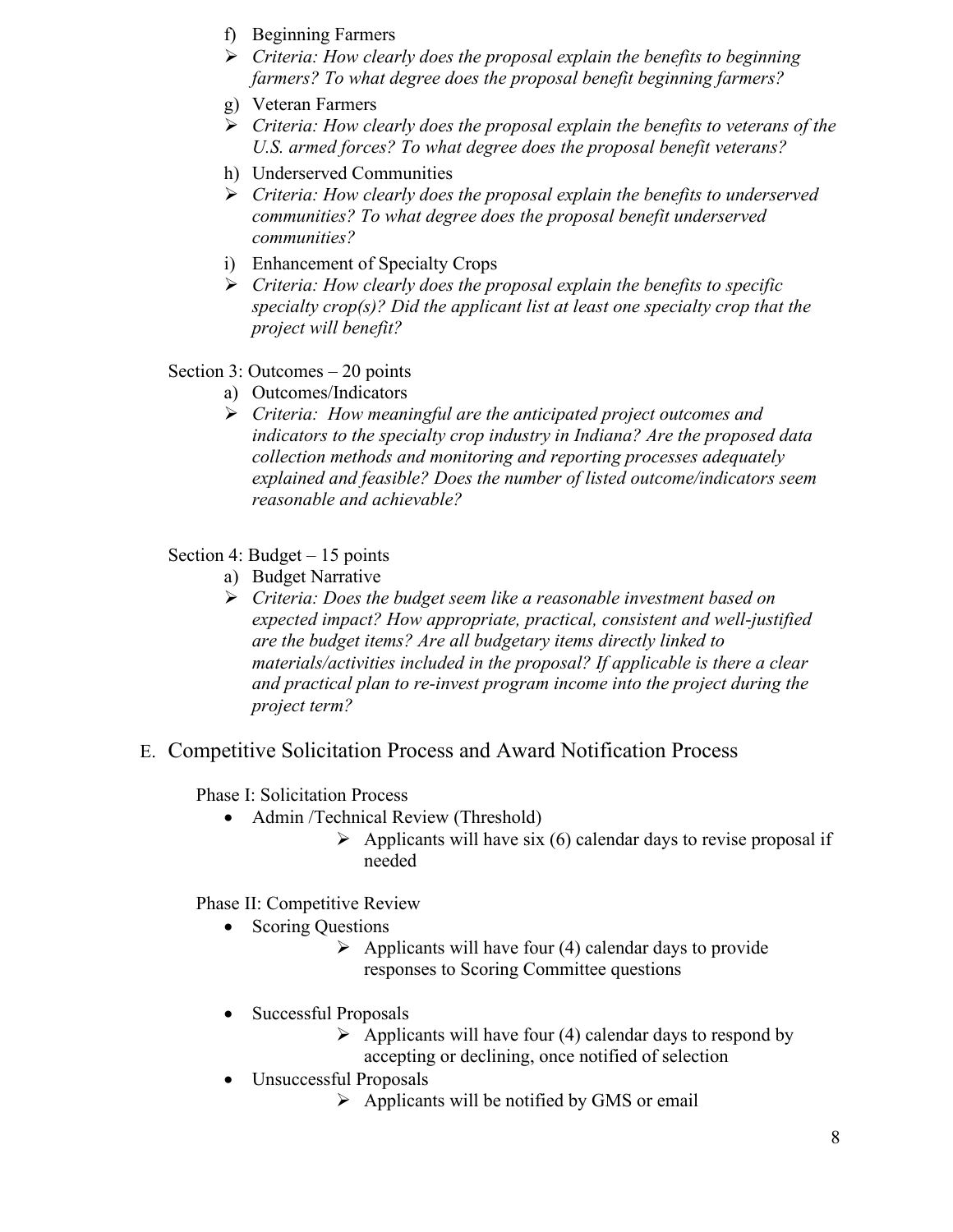f) Beginning Farmers

- *Criteria: How clearly does the proposal explain the benefits to beginning farmers? To what degree does the proposal benefit beginning farmers?*

g) Veteran Farmers

- *Criteria: How clearly does the proposal explain the benefits to veterans of the U.S. armed forces? To what degree does the proposal benefit veterans?*

h) Underserved Communities

- *Criteria: How clearly does the proposal explain the benefits to underserved communities? To what degree does the proposal benefit underserved communities?*

i) Enhancement of Specialty Crops

- *Criteria: How clearly does the proposal explain the benefits to specific specialty crop(s)? Did the applicant list at least one specialty crop that the project will benefit?*

Section 3: Outcomes – 20 points

a) Outcomes/Indicators

- *Criteria: How meaningful are the anticipated project outcomes and indicators to the specialty crop industry in Indiana? Are the proposed data collection methods and monitoring and reporting processes adequately explained and feasible? Does the number of listed outcome/indicators seem reasonable and achievable?*

Section 4: Budget – 15 points

a) Budget Narrative

- *Criteria: Does the budget seem like a reasonable investment based on expected impact? How appropriate, practical, consistent and well-justified are the budget items? Are all budgetary items directly linked to materials/activities included in the proposal? If applicable is there a clear and practical plan to re-invest program income into the project during the project term?*

## E. Competitive Solicitation Process and Award Notification Process

Phase I: Solicitation Process

- Admin /Technical Review (Threshold)
  - Applicants will have six (6) calendar days to revise proposal if needed

Phase II: Competitive Review

- Scoring Questions
  - Applicants will have four (4) calendar days to provide responses to Scoring Committee questions
- Successful Proposals
  - Applicants will have four (4) calendar days to respond by accepting or declining, once notified of selection
- Unsuccessful Proposals
  - Applicants will be notified by GMS or email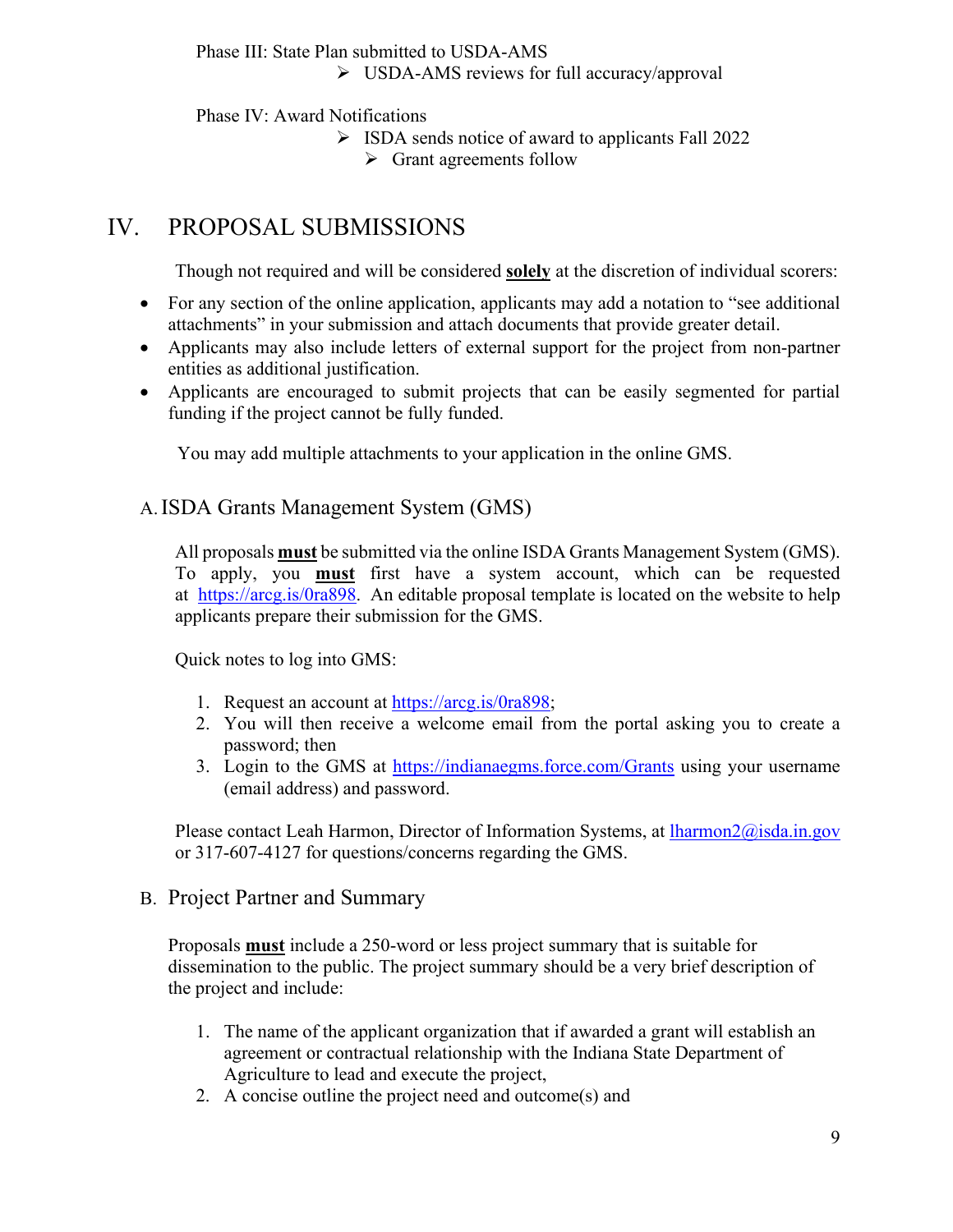Phase III: State Plan submitted to USDA-AMS

- USDA-AMS reviews for full accuracy/approval

Phase IV: Award Notifications

- ISDA sends notice of award to applicants Fall 2022
    - Grant agreements follow

# IV. PROPOSAL SUBMISSIONS

Though not required and will be considered **solely** at the discretion of individual scorers:

- For any section of the online application, applicants may add a notation to "see additional attachments" in your submission and attach documents that provide greater detail.
- Applicants may also include letters of external support for the project from non-partner entities as additional justification.
- Applicants are encouraged to submit projects that can be easily segmented for partial funding if the project cannot be fully funded.

You may add multiple attachments to your application in the online GMS.

## A. ISDA Grants Management System (GMS)

All proposals **must** be submitted via the online ISDA Grants Management System (GMS). To apply, you **must** first have a system account, which can be requested at https://arcg.is/0ra898. An editable proposal template is located on the website to help applicants prepare their submission for the GMS.

Quick notes to log into GMS:

1. Request an account at https://arcg.is/0ra898;
2. You will then receive a welcome email from the portal asking you to create a password; then
3. Login to the GMS at https://indianaegms.force.com/Grants using your username (email address) and password.

Please contact Leah Harmon, Director of Information Systems, at lharmon2@isda.in.gov or 317-607-4127 for questions/concerns regarding the GMS.

## B. Project Partner and Summary

Proposals **must** include a 250-word or less project summary that is suitable for dissemination to the public. The project summary should be a very brief description of the project and include:

1. The name of the applicant organization that if awarded a grant will establish an agreement or contractual relationship with the Indiana State Department of Agriculture to lead and execute the project,
2. A concise outline the project need and outcome(s) and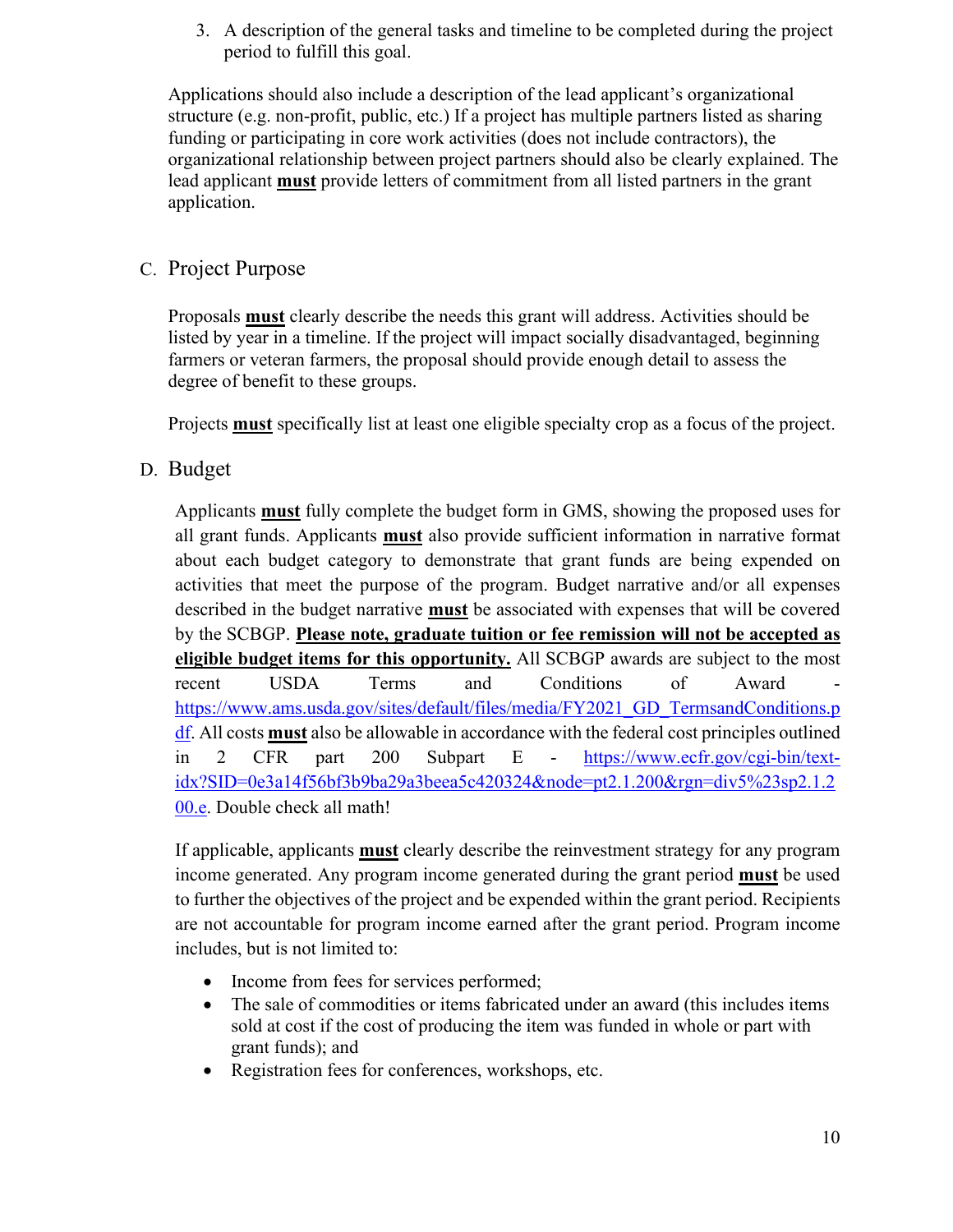3. A description of the general tasks and timeline to be completed during the project period to fulfill this goal.

Applications should also include a description of the lead applicant's organizational structure (e.g. non-profit, public, etc.) If a project has multiple partners listed as sharing funding or participating in core work activities (does not include contractors), the organizational relationship between project partners should also be clearly explained. The lead applicant **must** provide letters of commitment from all listed partners in the grant application.

## C. Project Purpose

Proposals **must** clearly describe the needs this grant will address. Activities should be listed by year in a timeline. If the project will impact socially disadvantaged, beginning farmers or veteran farmers, the proposal should provide enough detail to assess the degree of benefit to these groups.

Projects **must** specifically list at least one eligible specialty crop as a focus of the project.

## D. Budget

Applicants **must** fully complete the budget form in GMS, showing the proposed uses for all grant funds. Applicants **must** also provide sufficient information in narrative format about each budget category to demonstrate that grant funds are being expended on activities that meet the purpose of the program. Budget narrative and/or all expenses described in the budget narrative **must** be associated with expenses that will be covered by the SCBGP. **Please note, graduate tuition or fee remission will not be accepted as eligible budget items for this opportunity.** All SCBGP awards are subject to the most recent USDA Terms and Conditions of Award - https://www.ams.usda.gov/sites/default/files/media/FY2021_GD_TermsandConditions.pdf. All costs **must** also be allowable in accordance with the federal cost principles outlined in 2 CFR part 200 Subpart E - https://www.ecfr.gov/cgi-bin/text-idx?SID=0e3a14f56bf3b9ba29a3beea5c420324&node=pt2.1.200&rgn=div5%23sp2.1.200.e. Double check all math!

If applicable, applicants **must** clearly describe the reinvestment strategy for any program income generated. Any program income generated during the grant period **must** be used to further the objectives of the project and be expended within the grant period. Recipients are not accountable for program income earned after the grant period. Program income includes, but is not limited to:

- Income from fees for services performed;
- The sale of commodities or items fabricated under an award (this includes items sold at cost if the cost of producing the item was funded in whole or part with grant funds); and
- Registration fees for conferences, workshops, etc.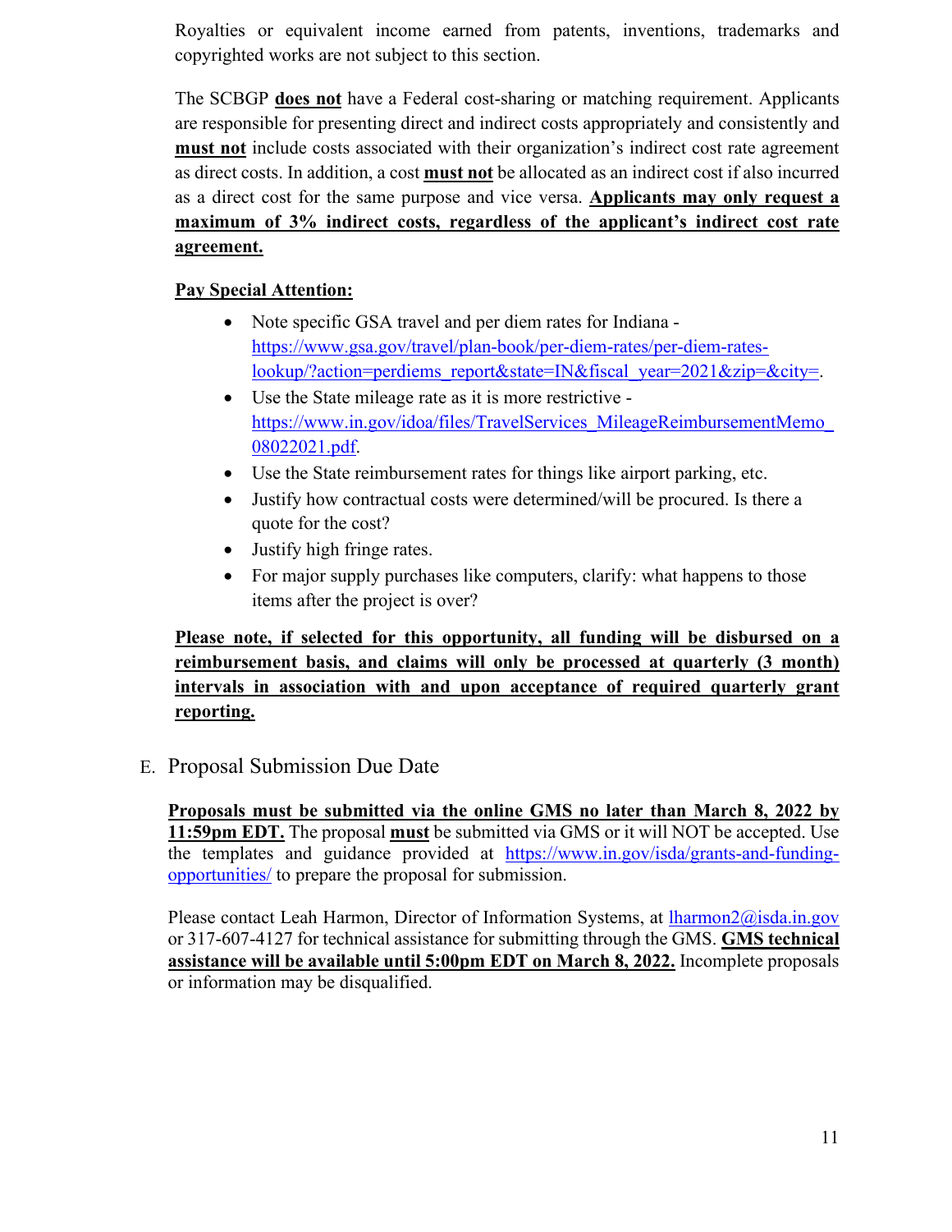Royalties or equivalent income earned from patents, inventions, trademarks and copyrighted works are not subject to this section.

The SCBGP **does not** have a Federal cost-sharing or matching requirement. Applicants are responsible for presenting direct and indirect costs appropriately and consistently and **must not** include costs associated with their organization's indirect cost rate agreement as direct costs. In addition, a cost **must not** be allocated as an indirect cost if also incurred as a direct cost for the same purpose and vice versa. **Applicants may only request a maximum of 3% indirect costs, regardless of the applicant's indirect cost rate agreement.**

**Pay Special Attention:**

- Note specific GSA travel and per diem rates for Indiana - [https://www.gsa.gov/travel/plan-book/per-diem-rates/per-diem-rates-lookup/?action=perdiems_report&state=IN&fiscal_year=2021&zip=&city=](https://www.gsa.gov/travel/plan-book/per-diem-rates/per-diem-rates-lookup/?action=perdiems_report&state=IN&fiscal_year=2021&zip=&city=).
- Use the State mileage rate as it is more restrictive - [https://www.in.gov/idoa/files/TravelServices_MileageReimbursementMemo_08022021.pdf](https://www.in.gov/idoa/files/TravelServices_MileageReimbursementMemo_08022021.pdf).
- Use the State reimbursement rates for things like airport parking, etc.
- Justify how contractual costs were determined/will be procured. Is there a quote for the cost?
- Justify high fringe rates.
- For major supply purchases like computers, clarify: what happens to those items after the project is over?

**Please note, if selected for this opportunity, all funding will be disbursed on a reimbursement basis, and claims will only be processed at quarterly (3 month) intervals in association with and upon acceptance of required quarterly grant reporting.**

## E. Proposal Submission Due Date

**Proposals must be submitted via the online GMS no later than March 8, 2022 by 11:59pm EDT.** The proposal **must** be submitted via GMS or it will NOT be accepted. Use the templates and guidance provided at [https://www.in.gov/isda/grants-and-funding-opportunities/](https://www.in.gov/isda/grants-and-funding-opportunities/) to prepare the proposal for submission.

Please contact Leah Harmon, Director of Information Systems, at [lharmon2@isda.in.gov](mailto:lharmon2@isda.in.gov) or 317-607-4127 for technical assistance for submitting through the GMS. **GMS technical assistance will be available until 5:00pm EDT on March 8, 2022.** Incomplete proposals or information may be disqualified.